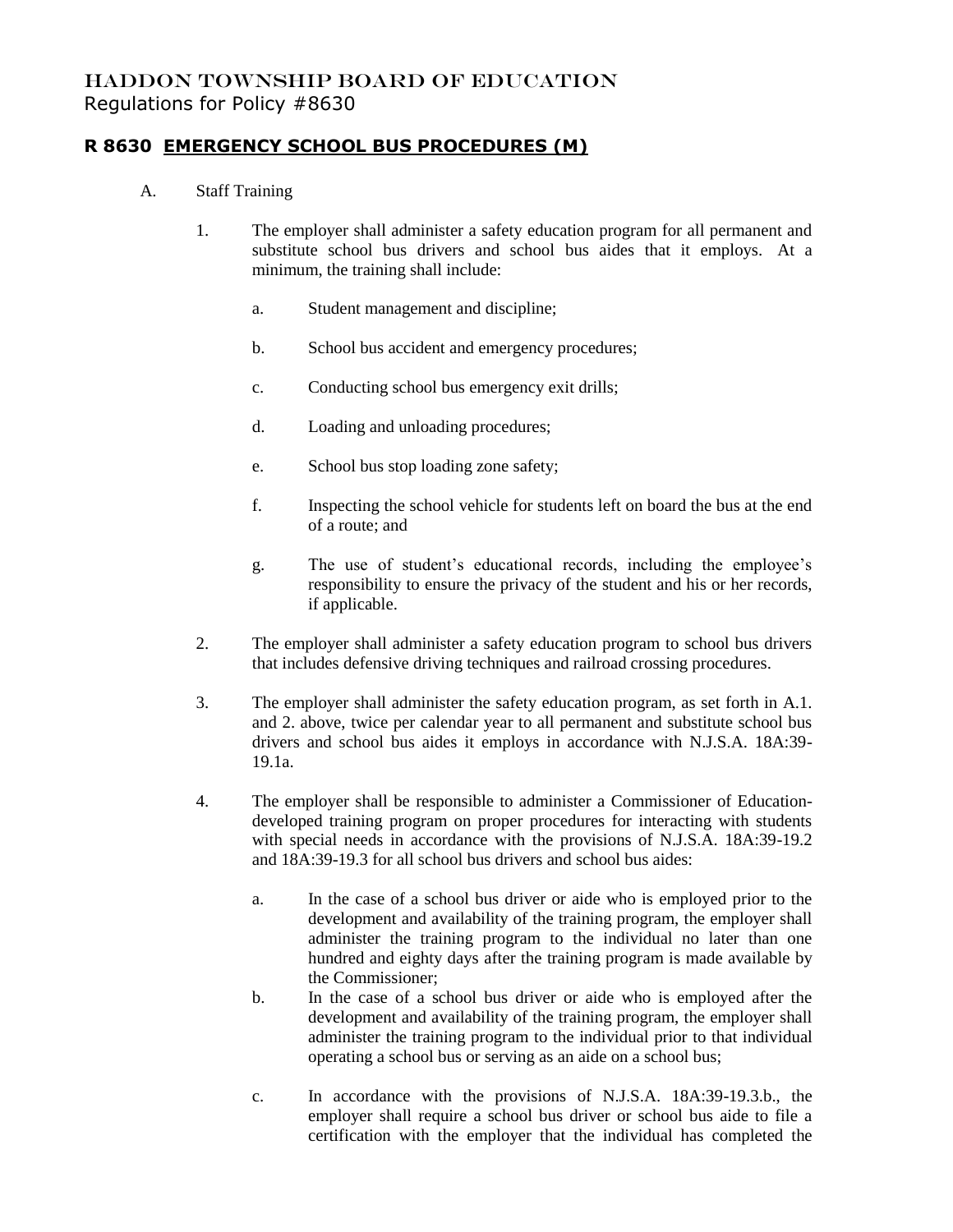# HADDON TOWNSHIP BOARD OF EDUCATION

Regulations for Policy #8630

## R 8630 EMERGENCY SCHOOL BUS PROCEDURES (M)

A. Staff Training

1. The employer shall administer a safety education program for all permanent and substitute school bus drivers and school bus aides that it employs. At a minimum, the training shall include:

   a. Student management and discipline;

   b. School bus accident and emergency procedures;

   c. Conducting school bus emergency exit drills;

   d. Loading and unloading procedures;

   e. School bus stop loading zone safety;

   f. Inspecting the school vehicle for students left on board the bus at the end of a route; and

   g. The use of student's educational records, including the employee's responsibility to ensure the privacy of the student and his or her records, if applicable.

2. The employer shall administer a safety education program to school bus drivers that includes defensive driving techniques and railroad crossing procedures.

3. The employer shall administer the safety education program, as set forth in A.1. and 2. above, twice per calendar year to all permanent and substitute school bus drivers and school bus aides it employs in accordance with N.J.S.A. 18A:39-19.1a.

4. The employer shall be responsible to administer a Commissioner of Education-developed training program on proper procedures for interacting with students with special needs in accordance with the provisions of N.J.S.A. 18A:39-19.2 and 18A:39-19.3 for all school bus drivers and school bus aides:

   a. In the case of a school bus driver or aide who is employed prior to the development and availability of the training program, the employer shall administer the training program to the individual no later than one hundred and eighty days after the training program is made available by the Commissioner;

   b. In the case of a school bus driver or aide who is employed after the development and availability of the training program, the employer shall administer the training program to the individual prior to that individual operating a school bus or serving as an aide on a school bus;

   c. In accordance with the provisions of N.J.S.A. 18A:39-19.3.b., the employer shall require a school bus driver or school bus aide to file a certification with the employer that the individual has completed the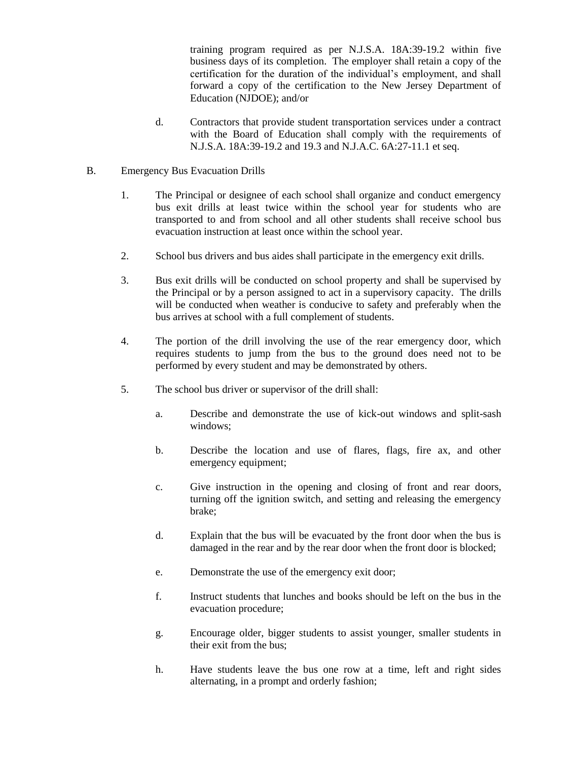training program required as per N.J.S.A. 18A:39-19.2 within five business days of its completion. The employer shall retain a copy of the certification for the duration of the individual's employment, and shall forward a copy of the certification to the New Jersey Department of Education (NJDOE); and/or

d. Contractors that provide student transportation services under a contract with the Board of Education shall comply with the requirements of N.J.S.A. 18A:39-19.2 and 19.3 and N.J.A.C. 6A:27-11.1 et seq.

B. Emergency Bus Evacuation Drills

1. The Principal or designee of each school shall organize and conduct emergency bus exit drills at least twice within the school year for students who are transported to and from school and all other students shall receive school bus evacuation instruction at least once within the school year.

2. School bus drivers and bus aides shall participate in the emergency exit drills.

3. Bus exit drills will be conducted on school property and shall be supervised by the Principal or by a person assigned to act in a supervisory capacity. The drills will be conducted when weather is conducive to safety and preferably when the bus arrives at school with a full complement of students.

4. The portion of the drill involving the use of the rear emergency door, which requires students to jump from the bus to the ground does need not to be performed by every student and may be demonstrated by others.

5. The school bus driver or supervisor of the drill shall:

   a. Describe and demonstrate the use of kick-out windows and split-sash windows;

   b. Describe the location and use of flares, flags, fire ax, and other emergency equipment;

   c. Give instruction in the opening and closing of front and rear doors, turning off the ignition switch, and setting and releasing the emergency brake;

   d. Explain that the bus will be evacuated by the front door when the bus is damaged in the rear and by the rear door when the front door is blocked;

   e. Demonstrate the use of the emergency exit door;

   f. Instruct students that lunches and books should be left on the bus in the evacuation procedure;

   g. Encourage older, bigger students to assist younger, smaller students in their exit from the bus;

   h. Have students leave the bus one row at a time, left and right sides alternating, in a prompt and orderly fashion;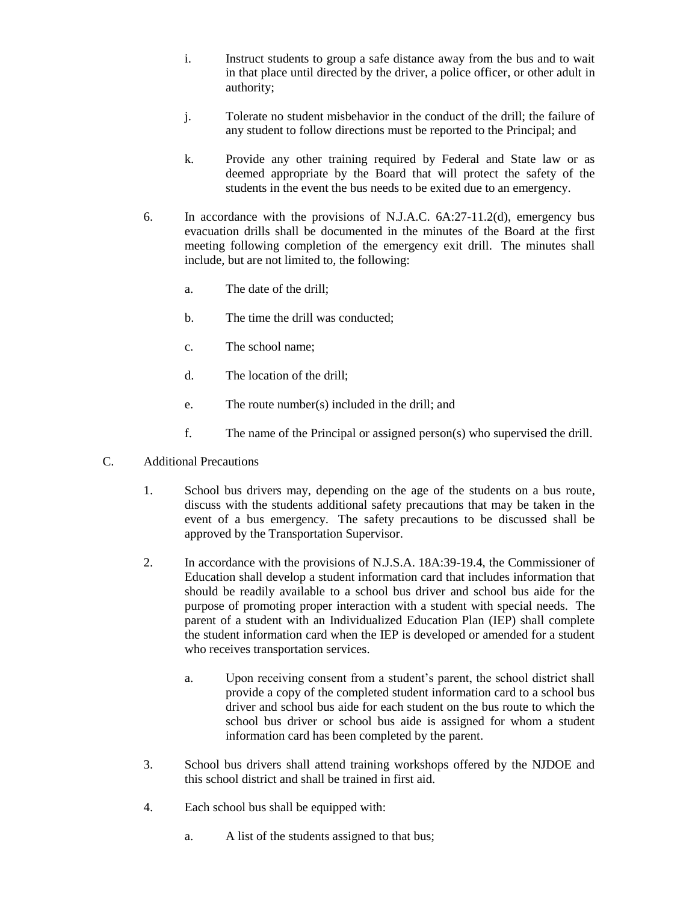i. Instruct students to group a safe distance away from the bus and to wait in that place until directed by the driver, a police officer, or other adult in authority;

j. Tolerate no student misbehavior in the conduct of the drill; the failure of any student to follow directions must be reported to the Principal; and

k. Provide any other training required by Federal and State law or as deemed appropriate by the Board that will protect the safety of the students in the event the bus needs to be exited due to an emergency.

6. In accordance with the provisions of N.J.A.C. 6A:27-11.2(d), emergency bus evacuation drills shall be documented in the minutes of the Board at the first meeting following completion of the emergency exit drill. The minutes shall include, but are not limited to, the following:

   a. The date of the drill;

   b. The time the drill was conducted;

   c. The school name;

   d. The location of the drill;

   e. The route number(s) included in the drill; and

   f. The name of the Principal or assigned person(s) who supervised the drill.

C. Additional Precautions

1. School bus drivers may, depending on the age of the students on a bus route, discuss with the students additional safety precautions that may be taken in the event of a bus emergency. The safety precautions to be discussed shall be approved by the Transportation Supervisor.

2. In accordance with the provisions of N.J.S.A. 18A:39-19.4, the Commissioner of Education shall develop a student information card that includes information that should be readily available to a school bus driver and school bus aide for the purpose of promoting proper interaction with a student with special needs. The parent of a student with an Individualized Education Plan (IEP) shall complete the student information card when the IEP is developed or amended for a student who receives transportation services.

   a. Upon receiving consent from a student's parent, the school district shall provide a copy of the completed student information card to a school bus driver and school bus aide for each student on the bus route to which the school bus driver or school bus aide is assigned for whom a student information card has been completed by the parent.

3. School bus drivers shall attend training workshops offered by the NJDOE and this school district and shall be trained in first aid.

4. Each school bus shall be equipped with:

   a. A list of the students assigned to that bus;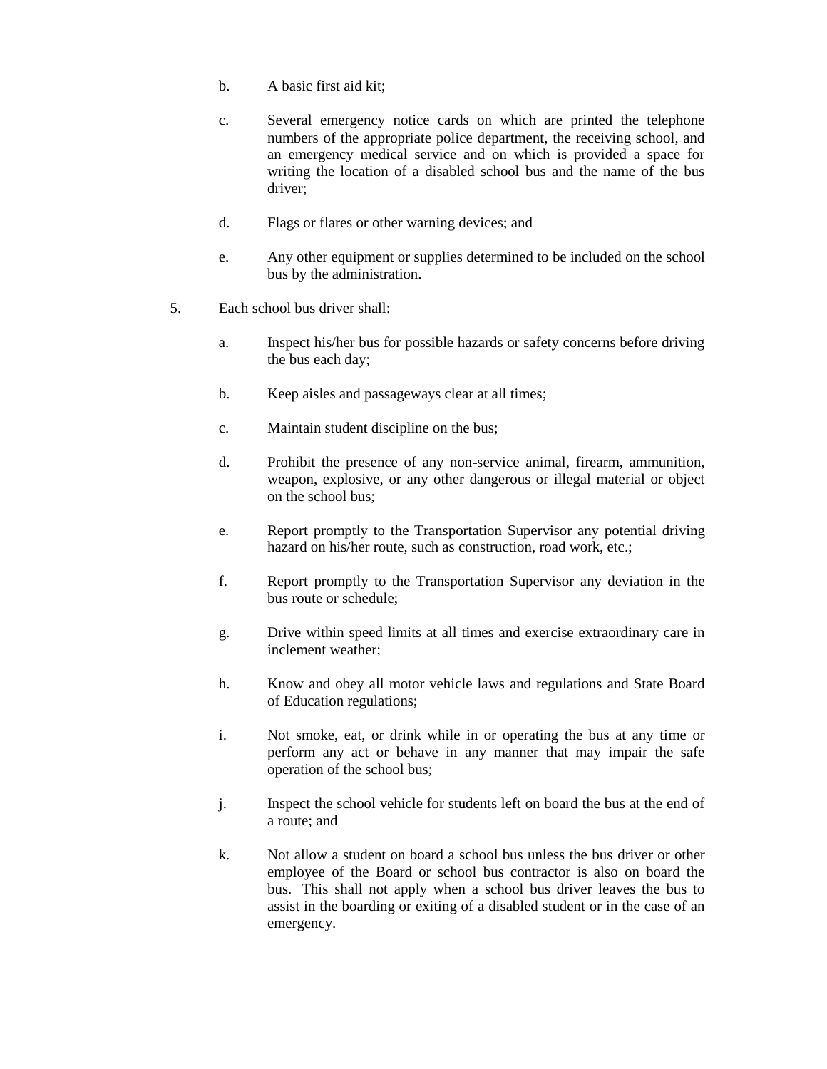b. A basic first aid kit;

c. Several emergency notice cards on which are printed the telephone numbers of the appropriate police department, the receiving school, and an emergency medical service and on which is provided a space for writing the location of a disabled school bus and the name of the bus driver;

d. Flags or flares or other warning devices; and

e. Any other equipment or supplies determined to be included on the school bus by the administration.

5. Each school bus driver shall:

   a. Inspect his/her bus for possible hazards or safety concerns before driving the bus each day;

   b. Keep aisles and passageways clear at all times;

   c. Maintain student discipline on the bus;

   d. Prohibit the presence of any non-service animal, firearm, ammunition, weapon, explosive, or any other dangerous or illegal material or object on the school bus;

   e. Report promptly to the Transportation Supervisor any potential driving hazard on his/her route, such as construction, road work, etc.;

   f. Report promptly to the Transportation Supervisor any deviation in the bus route or schedule;

   g. Drive within speed limits at all times and exercise extraordinary care in inclement weather;

   h. Know and obey all motor vehicle laws and regulations and State Board of Education regulations;

   i. Not smoke, eat, or drink while in or operating the bus at any time or perform any act or behave in any manner that may impair the safe operation of the school bus;

   j. Inspect the school vehicle for students left on board the bus at the end of a route; and

   k. Not allow a student on board a school bus unless the bus driver or other employee of the Board or school bus contractor is also on board the bus. This shall not apply when a school bus driver leaves the bus to assist in the boarding or exiting of a disabled student or in the case of an emergency.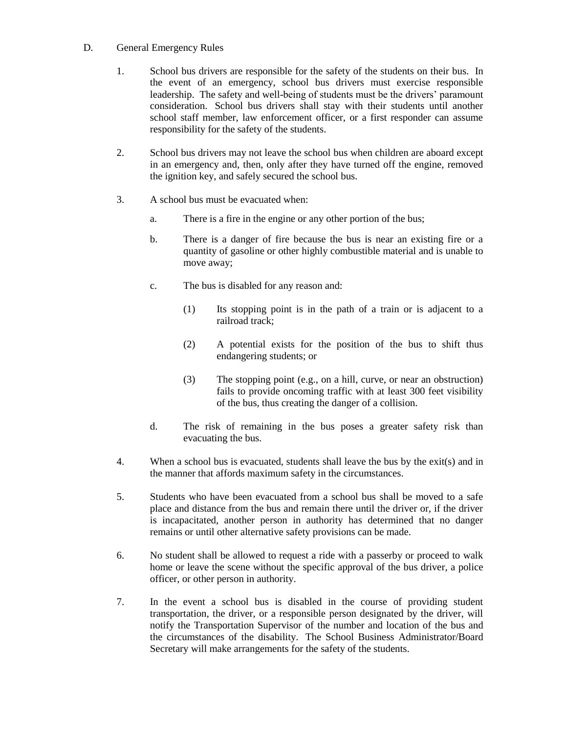D. General Emergency Rules

1. School bus drivers are responsible for the safety of the students on their bus. In the event of an emergency, school bus drivers must exercise responsible leadership. The safety and well-being of students must be the drivers' paramount consideration. School bus drivers shall stay with their students until another school staff member, law enforcement officer, or a first responder can assume responsibility for the safety of the students.

2. School bus drivers may not leave the school bus when children are aboard except in an emergency and, then, only after they have turned off the engine, removed the ignition key, and safely secured the school bus.

3. A school bus must be evacuated when:

   a. There is a fire in the engine or any other portion of the bus;

   b. There is a danger of fire because the bus is near an existing fire or a quantity of gasoline or other highly combustible material and is unable to move away;

   c. The bus is disabled for any reason and:

      (1) Its stopping point is in the path of a train or is adjacent to a railroad track;

      (2) A potential exists for the position of the bus to shift thus endangering students; or

      (3) The stopping point (e.g., on a hill, curve, or near an obstruction) fails to provide oncoming traffic with at least 300 feet visibility of the bus, thus creating the danger of a collision.

   d. The risk of remaining in the bus poses a greater safety risk than evacuating the bus.

4. When a school bus is evacuated, students shall leave the bus by the exit(s) and in the manner that affords maximum safety in the circumstances.

5. Students who have been evacuated from a school bus shall be moved to a safe place and distance from the bus and remain there until the driver or, if the driver is incapacitated, another person in authority has determined that no danger remains or until other alternative safety provisions can be made.

6. No student shall be allowed to request a ride with a passerby or proceed to walk home or leave the scene without the specific approval of the bus driver, a police officer, or other person in authority.

7. In the event a school bus is disabled in the course of providing student transportation, the driver, or a responsible person designated by the driver, will notify the Transportation Supervisor of the number and location of the bus and the circumstances of the disability. The School Business Administrator/Board Secretary will make arrangements for the safety of the students.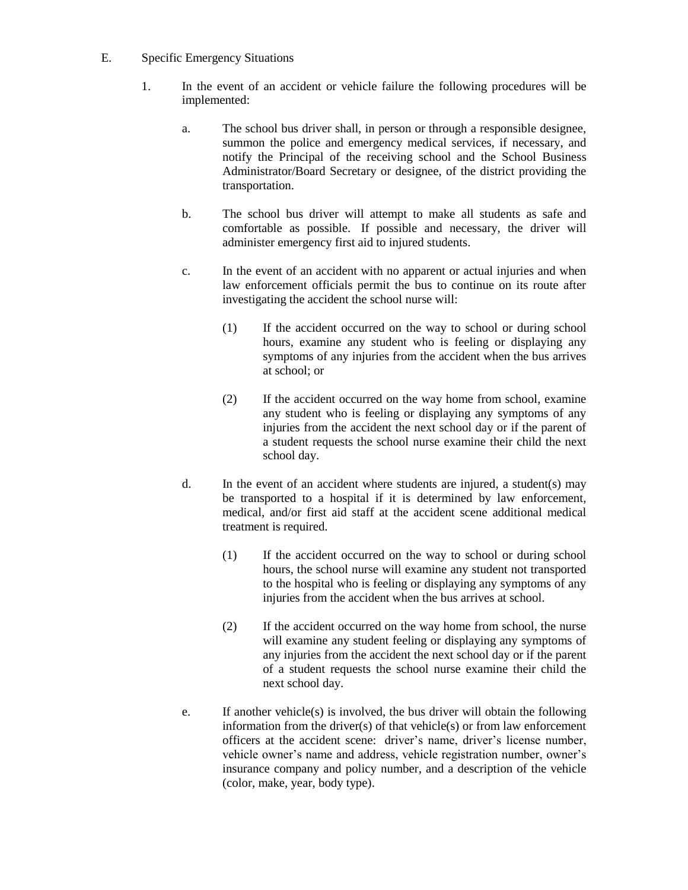E. Specific Emergency Situations

1. In the event of an accident or vehicle failure the following procedures will be implemented:

   a. The school bus driver shall, in person or through a responsible designee, summon the police and emergency medical services, if necessary, and notify the Principal of the receiving school and the School Business Administrator/Board Secretary or designee, of the district providing the transportation.

   b. The school bus driver will attempt to make all students as safe and comfortable as possible. If possible and necessary, the driver will administer emergency first aid to injured students.

   c. In the event of an accident with no apparent or actual injuries and when law enforcement officials permit the bus to continue on its route after investigating the accident the school nurse will:

      (1) If the accident occurred on the way to school or during school hours, examine any student who is feeling or displaying any symptoms of any injuries from the accident when the bus arrives at school; or

      (2) If the accident occurred on the way home from school, examine any student who is feeling or displaying any symptoms of any injuries from the accident the next school day or if the parent of a student requests the school nurse examine their child the next school day.

   d. In the event of an accident where students are injured, a student(s) may be transported to a hospital if it is determined by law enforcement, medical, and/or first aid staff at the accident scene additional medical treatment is required.

      (1) If the accident occurred on the way to school or during school hours, the school nurse will examine any student not transported to the hospital who is feeling or displaying any symptoms of any injuries from the accident when the bus arrives at school.

      (2) If the accident occurred on the way home from school, the nurse will examine any student feeling or displaying any symptoms of any injuries from the accident the next school day or if the parent of a student requests the school nurse examine their child the next school day.

   e. If another vehicle(s) is involved, the bus driver will obtain the following information from the driver(s) of that vehicle(s) or from law enforcement officers at the accident scene: driver's name, driver's license number, vehicle owner's name and address, vehicle registration number, owner's insurance company and policy number, and a description of the vehicle (color, make, year, body type).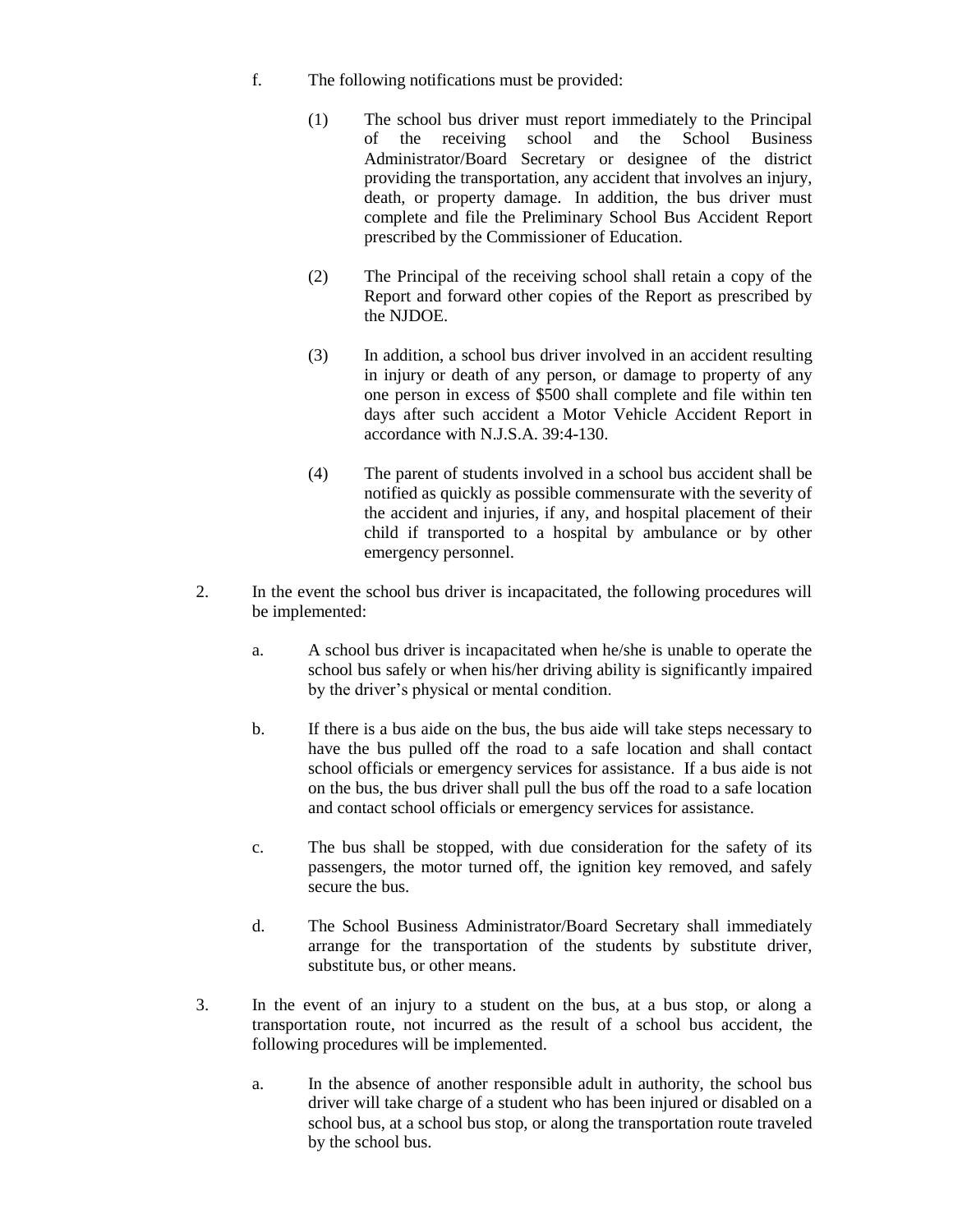f. The following notifications must be provided:

   (1) The school bus driver must report immediately to the Principal of the receiving school and the School Business Administrator/Board Secretary or designee of the district providing the transportation, any accident that involves an injury, death, or property damage. In addition, the bus driver must complete and file the Preliminary School Bus Accident Report prescribed by the Commissioner of Education.

   (2) The Principal of the receiving school shall retain a copy of the Report and forward other copies of the Report as prescribed by the NJDOE.

   (3) In addition, a school bus driver involved in an accident resulting in injury or death of any person, or damage to property of any one person in excess of $500 shall complete and file within ten days after such accident a Motor Vehicle Accident Report in accordance with N.J.S.A. 39:4-130.

   (4) The parent of students involved in a school bus accident shall be notified as quickly as possible commensurate with the severity of the accident and injuries, if any, and hospital placement of their child if transported to a hospital by ambulance or by other emergency personnel.

2. In the event the school bus driver is incapacitated, the following procedures will be implemented:

   a. A school bus driver is incapacitated when he/she is unable to operate the school bus safely or when his/her driving ability is significantly impaired by the driver's physical or mental condition.

   b. If there is a bus aide on the bus, the bus aide will take steps necessary to have the bus pulled off the road to a safe location and shall contact school officials or emergency services for assistance. If a bus aide is not on the bus, the bus driver shall pull the bus off the road to a safe location and contact school officials or emergency services for assistance.

   c. The bus shall be stopped, with due consideration for the safety of its passengers, the motor turned off, the ignition key removed, and safely secure the bus.

   d. The School Business Administrator/Board Secretary shall immediately arrange for the transportation of the students by substitute driver, substitute bus, or other means.

3. In the event of an injury to a student on the bus, at a bus stop, or along a transportation route, not incurred as the result of a school bus accident, the following procedures will be implemented.

   a. In the absence of another responsible adult in authority, the school bus driver will take charge of a student who has been injured or disabled on a school bus, at a school bus stop, or along the transportation route traveled by the school bus.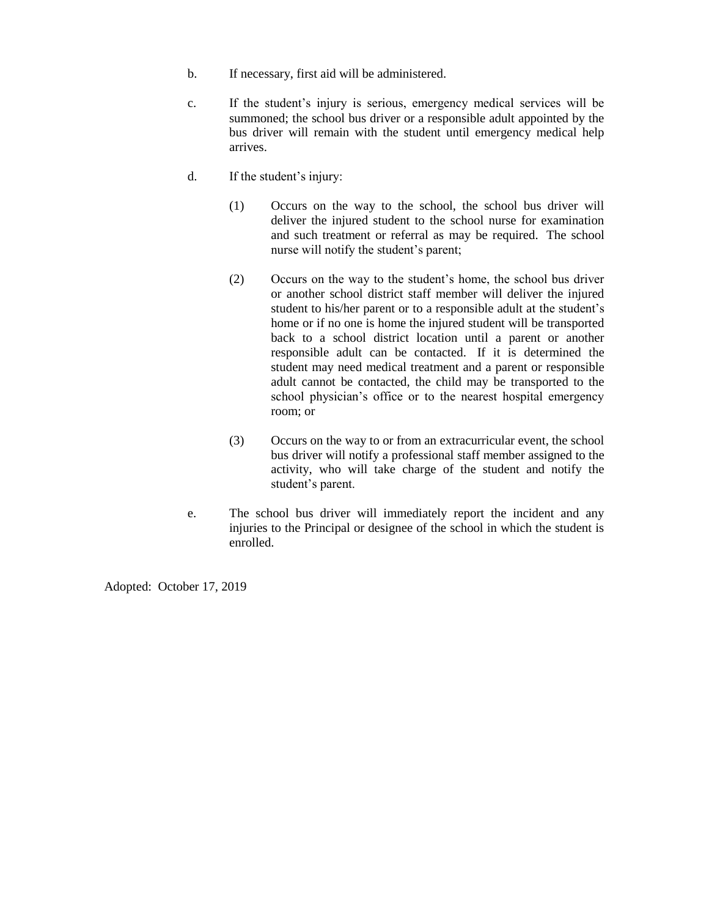b. If necessary, first aid will be administered.

c. If the student's injury is serious, emergency medical services will be summoned; the school bus driver or a responsible adult appointed by the bus driver will remain with the student until emergency medical help arrives.

d. If the student's injury:

   (1) Occurs on the way to the school, the school bus driver will deliver the injured student to the school nurse for examination and such treatment or referral as may be required. The school nurse will notify the student's parent;

   (2) Occurs on the way to the student's home, the school bus driver or another school district staff member will deliver the injured student to his/her parent or to a responsible adult at the student's home or if no one is home the injured student will be transported back to a school district location until a parent or another responsible adult can be contacted. If it is determined the student may need medical treatment and a parent or responsible adult cannot be contacted, the child may be transported to the school physician's office or to the nearest hospital emergency room; or

   (3) Occurs on the way to or from an extracurricular event, the school bus driver will notify a professional staff member assigned to the activity, who will take charge of the student and notify the student's parent.

e. The school bus driver will immediately report the incident and any injuries to the Principal or designee of the school in which the student is enrolled.

Adopted: October 17, 2019